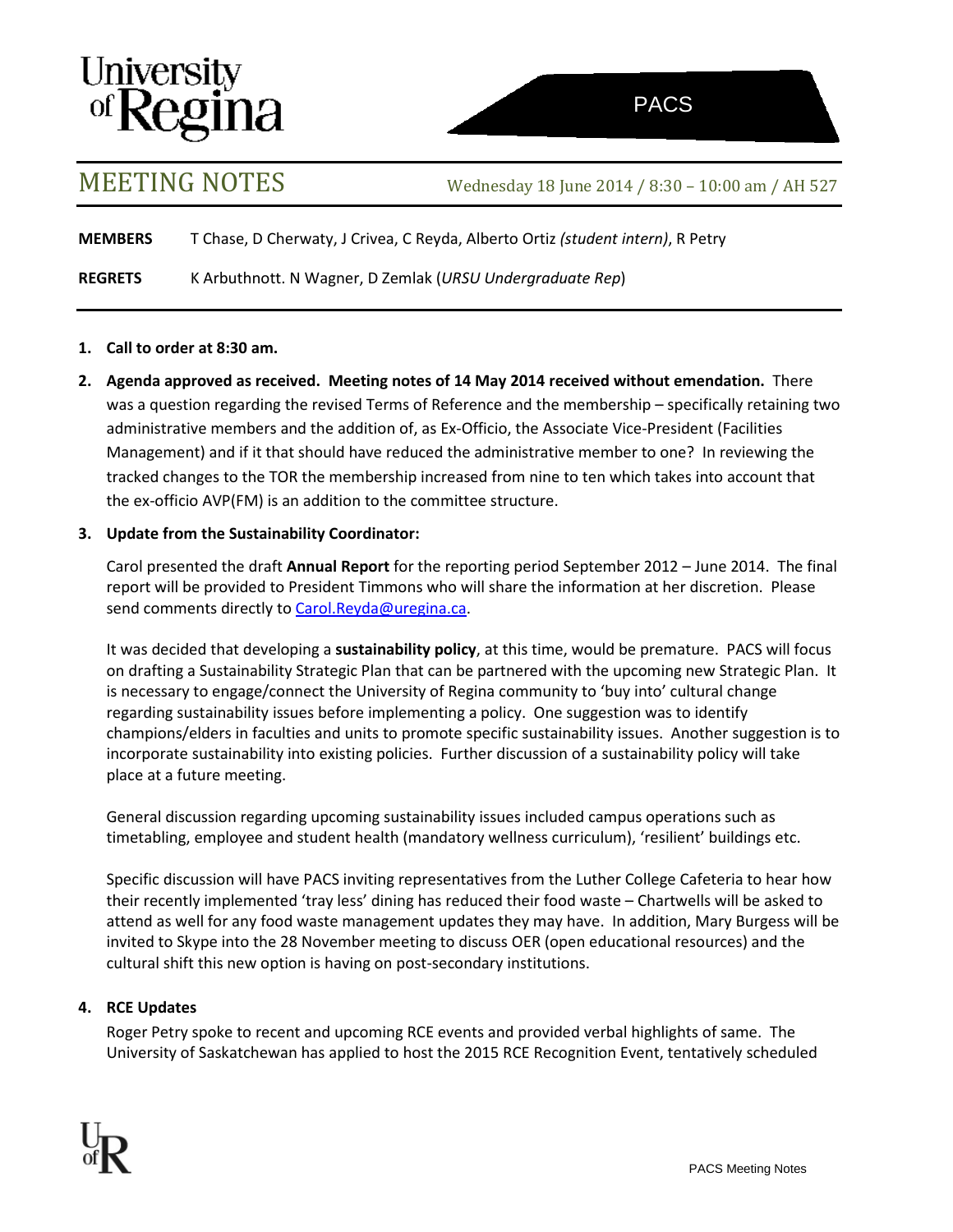University of Regina

PACS

# MEETING NOTES

Wednesday 18 June 2014 / 8:30 – 10:00 am / AH 527

**MEMBERS** T Chase, D Cherwaty, J Crivea, C Reyda, Alberto Ortiz *(student intern)*, R Petry

**REGRETS** K Arbuthnott. N Wagner, D Zemlak (*URSU Undergraduate Rep*)

1. **Call to order at 8:30 am.**

2. **Agenda approved as received. Meeting notes of 14 May 2014 received without emendation.** There was a question regarding the revised Terms of Reference and the membership – specifically retaining two administrative members and the addition of, as Ex-Officio, the Associate Vice-President (Facilities Management) and if it that should have reduced the administrative member to one? In reviewing the tracked changes to the TOR the membership increased from nine to ten which takes into account that the ex-officio AVP(FM) is an addition to the committee structure.

3. **Update from the Sustainability Coordinator:**

   Carol presented the draft **Annual Report** for the reporting period September 2012 – June 2014. The final report will be provided to President Timmons who will share the information at her discretion. Please send comments directly to Carol.Reyda@uregina.ca.

   It was decided that developing a **sustainability policy**, at this time, would be premature. PACS will focus on drafting a Sustainability Strategic Plan that can be partnered with the upcoming new Strategic Plan. It is necessary to engage/connect the University of Regina community to 'buy into' cultural change regarding sustainability issues before implementing a policy. One suggestion was to identify champions/elders in faculties and units to promote specific sustainability issues. Another suggestion is to incorporate sustainability into existing policies. Further discussion of a sustainability policy will take place at a future meeting.

   General discussion regarding upcoming sustainability issues included campus operations such as timetabling, employee and student health (mandatory wellness curriculum), 'resilient' buildings etc.

   Specific discussion will have PACS inviting representatives from the Luther College Cafeteria to hear how their recently implemented 'tray less' dining has reduced their food waste – Chartwells will be asked to attend as well for any food waste management updates they may have. In addition, Mary Burgess will be invited to Skype into the 28 November meeting to discuss OER (open educational resources) and the cultural shift this new option is having on post-secondary institutions.

4. **RCE Updates**

   Roger Petry spoke to recent and upcoming RCE events and provided verbal highlights of same. The University of Saskatchewan has applied to host the 2015 RCE Recognition Event, tentatively scheduled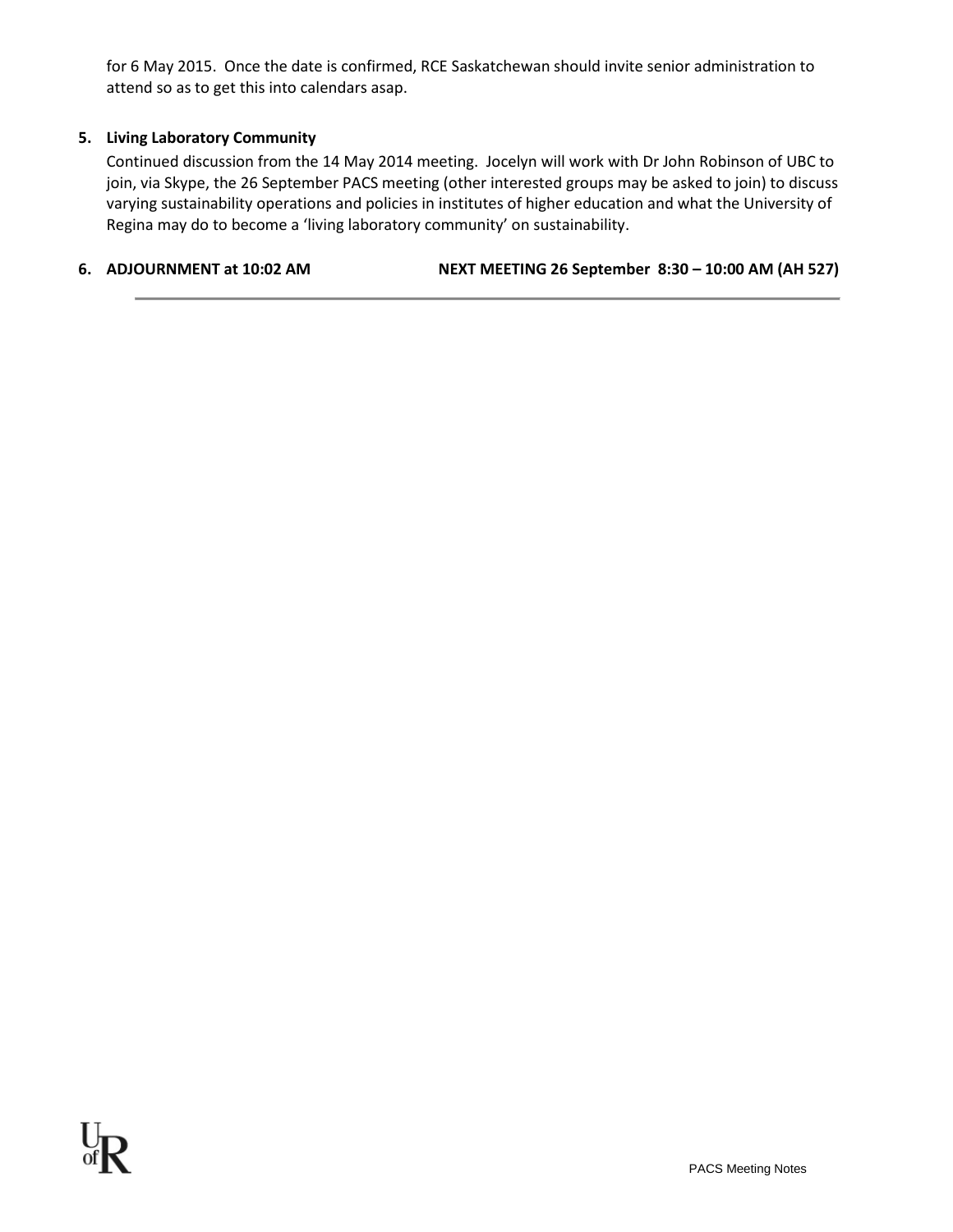for 6 May 2015. Once the date is confirmed, RCE Saskatchewan should invite senior administration to attend so as to get this into calendars asap.

5. **Living Laboratory Community**

   Continued discussion from the 14 May 2014 meeting. Jocelyn will work with Dr John Robinson of UBC to join, via Skype, the 26 September PACS meeting (other interested groups may be asked to join) to discuss varying sustainability operations and policies in institutes of higher education and what the University of Regina may do to become a 'living laboratory community' on sustainability.

6. **ADJOURNMENT at 10:02 AM** **NEXT MEETING 26 September 8:30 – 10:00 AM (AH 527)**